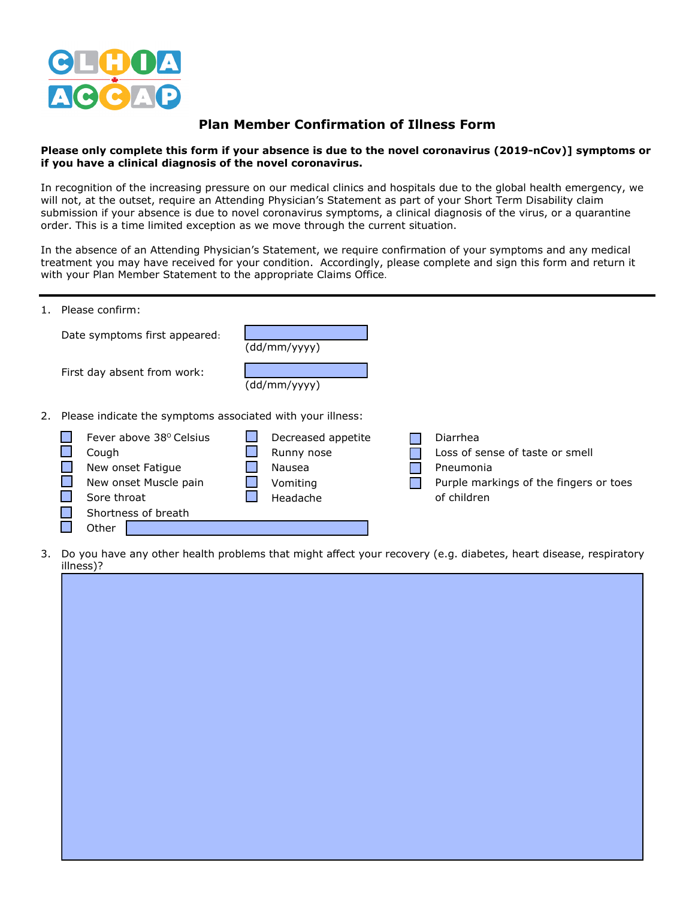CLHIA ACCAP

# Plan Member Confirmation of Illness Form

**Please only complete this form if your absence is due to the novel coronavirus (2019-nCov)] symptoms or if you have a clinical diagnosis of the novel coronavirus.**

In recognition of the increasing pressure on our medical clinics and hospitals due to the global health emergency, we will not, at the outset, require an Attending Physician's Statement as part of your Short Term Disability claim submission if your absence is due to novel coronavirus symptoms, a clinical diagnosis of the virus, or a quarantine order. This is a time limited exception as we move through the current situation.

In the absence of an Attending Physician's Statement, we require confirmation of your symptoms and any medical treatment you may have received for your condition. Accordingly, please complete and sign this form and return it with your Plan Member Statement to the appropriate Claims Office.

---

1. Please confirm:

   Date symptoms first appeared: ______ (dd/mm/yyyy)

   First day absent from work: ______ (dd/mm/yyyy)

2. Please indicate the symptoms associated with your illness:

   - ☐ Fever above 38° Celsius
   - ☐ Cough
   - ☐ New onset Fatigue
   - ☐ New onset Muscle pain
   - ☐ Sore throat
   - ☐ Shortness of breath
   - ☐ Other ______
   - ☐ Decreased appetite
   - ☐ Runny nose
   - ☐ Nausea
   - ☐ Vomiting
   - ☐ Headache
   - ☐ Diarrhea
   - ☐ Loss of sense of taste or smell
   - ☐ Pneumonia
   - ☐ Purple markings of the fingers or toes of children

3. Do you have any other health problems that might affect your recovery (e.g. diabetes, heart disease, respiratory illness)?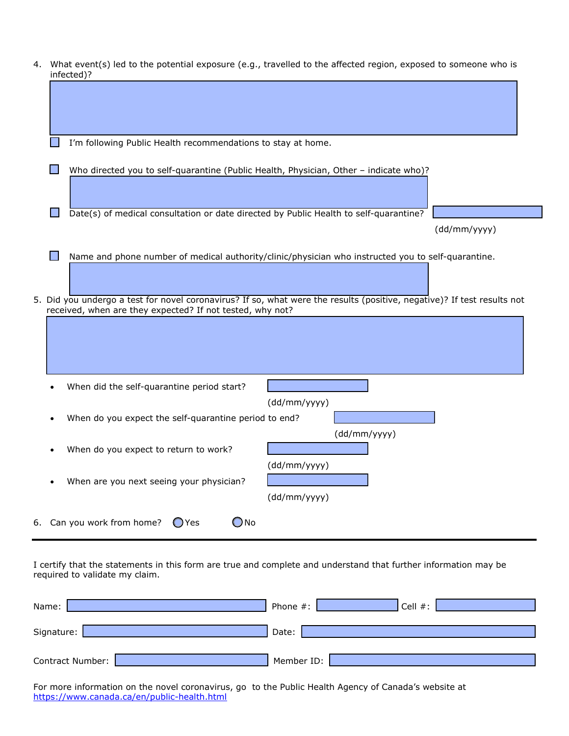4. What event(s) led to the potential exposure (e.g., travelled to the affected region, exposed to someone who is infected)?

☐ I'm following Public Health recommendations to stay at home.

☐ Who directed you to self-quarantine (Public Health, Physician, Other – indicate who)?

☐ Date(s) of medical consultation or date directed by Public Health to self-quarantine? (dd/mm/yyyy)

☐ Name and phone number of medical authority/clinic/physician who instructed you to self-quarantine.

5. Did you undergo a test for novel coronavirus? If so, what were the results (positive, negative)? If test results not received, when are they expected? If not tested, why not?

- When did the self-quarantine period start? (dd/mm/yyyy)
- When do you expect the self-quarantine period to end? (dd/mm/yyyy)
- When do you expect to return to work? (dd/mm/yyyy)
- When are you next seeing your physician? (dd/mm/yyyy)

6. Can you work from home? ○ Yes ○ No

---

I certify that the statements in this form are true and complete and understand that further information may be required to validate my claim.

Name: Phone #: Cell #:

Signature: Date:

Contract Number: Member ID:

For more information on the novel coronavirus, go to the Public Health Agency of Canada's website at https://www.canada.ca/en/public-health.html